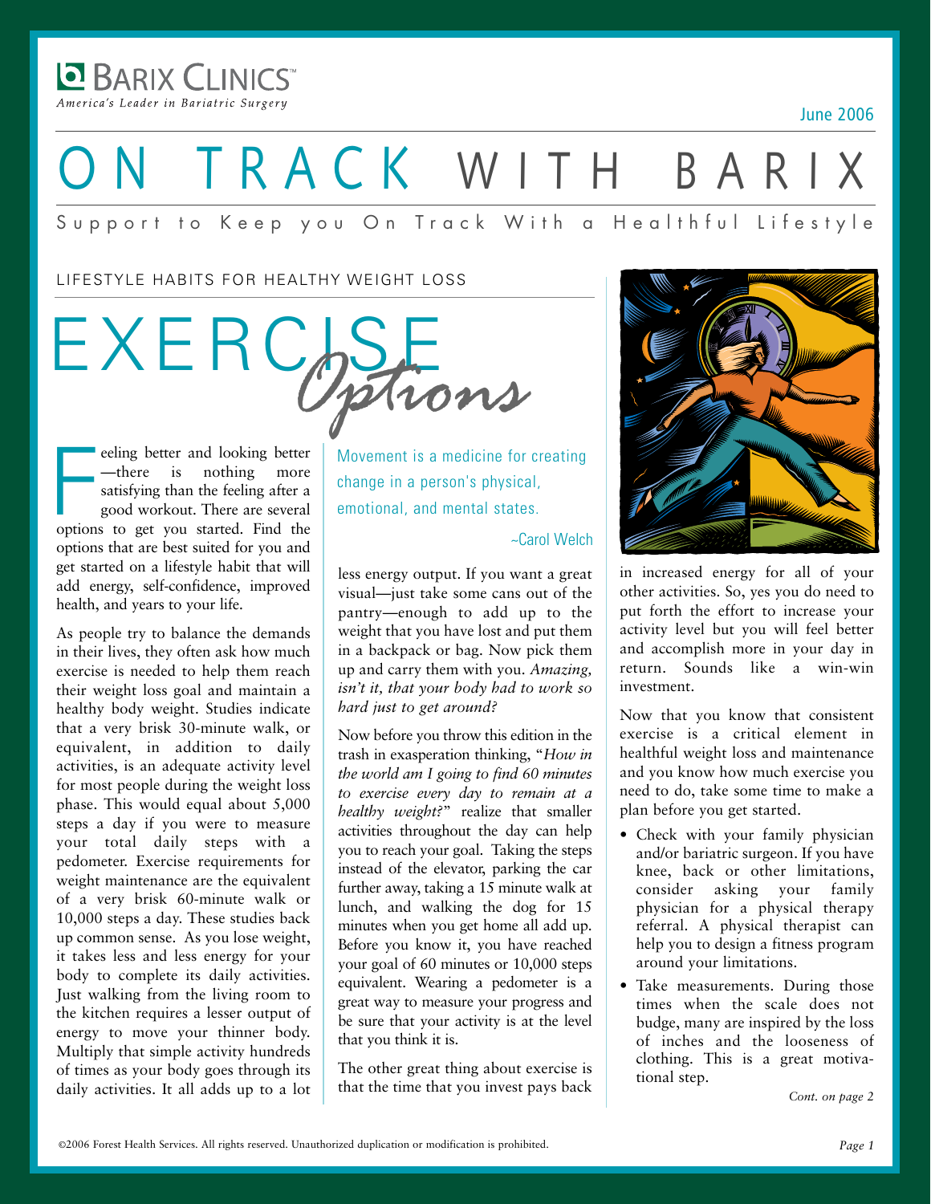# BARIX CLINICS™

*America's Leader in Bariatric Surgery*

June 2006

# ON TRACK WITH BARIX

Support to Keep you On Track With a Healthful Lifestyle

LIFESTYLE HABITS FOR HEALTHY WEIGHT LOSS

## EXERCISE *Options*

Feeling better and looking better—there is nothing more satisfying than the feeling after a good workout. There are several options to get you started. Find the options that are best suited for you and get started on a lifestyle habit that will add energy, self-confidence, improved health, and years to your life.

As people try to balance the demands in their lives, they often ask how much exercise is needed to help them reach their weight loss goal and maintain a healthy body weight. Studies indicate that a very brisk 30-minute walk, or equivalent, in addition to daily activities, is an adequate activity level for most people during the weight loss phase. This would equal about 5,000 steps a day if you were to measure your total daily steps with a pedometer. Exercise requirements for weight maintenance are the equivalent of a very brisk 60-minute walk or 10,000 steps a day. These studies back up common sense. As you lose weight, it takes less and less energy for your body to complete its daily activities. Just walking from the living room to the kitchen requires a lesser output of energy to move your thinner body. Multiply that simple activity hundreds of times as your body goes through its daily activities. It all adds up to a lot less energy output. If you want a great visual—just take some cans out of the pantry—enough to add up to the weight that you have lost and put them in a backpack or bag. Now pick them up and carry them with you. *Amazing, isn't it, that your body had to work so hard just to get around?*

> Movement is a medicine for creating change in a person's physical, emotional, and mental states.
>
> ~Carol Welch

Now before you throw this edition in the trash in exasperation thinking, "*How in the world am I going to find 60 minutes to exercise every day to remain at a healthy weight?*" realize that smaller activities throughout the day can help you to reach your goal. Taking the steps instead of the elevator, parking the car further away, taking a 15 minute walk at lunch, and walking the dog for 15 minutes when you get home all add up. Before you know it, you have reached your goal of 60 minutes or 10,000 steps equivalent. Wearing a pedometer is a great way to measure your progress and be sure that your activity is at the level that you think it is.

The other great thing about exercise is that the time that you invest pays back in increased energy for all of your other activities. So, yes you do need to put forth the effort to increase your activity level but you will feel better and accomplish more in your day in return. Sounds like a win-win investment.

Now that you know that consistent exercise is a critical element in healthful weight loss and maintenance and you know how much exercise you need to do, take some time to make a plan before you get started.

- Check with your family physician and/or bariatric surgeon. If you have knee, back or other limitations, consider asking your family physician for a physical therapy referral. A physical therapist can help you to design a fitness program around your limitations.
- Take measurements. During those times when the scale does not budge, many are inspired by the loss of inches and the looseness of clothing. This is a great motivational step.

*Cont. on page 2*

©2006 Forest Health Services. All rights reserved. Unauthorized duplication or modification is prohibited.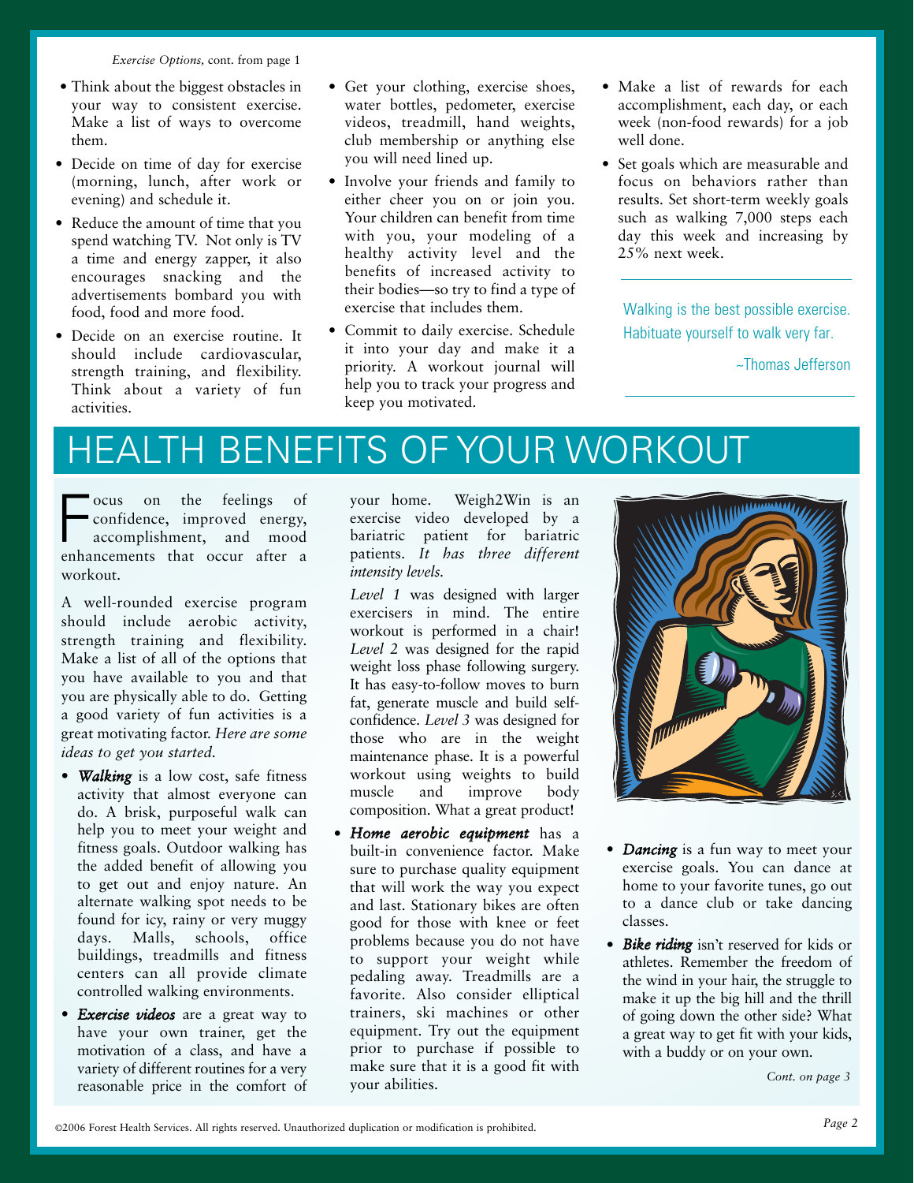*Exercise Options*, cont. from page 1

- Think about the biggest obstacles in your way to consistent exercise. Make a list of ways to overcome them.
- Decide on time of day for exercise (morning, lunch, after work or evening) and schedule it.
- Reduce the amount of time that you spend watching TV. Not only is TV a time and energy zapper, it also encourages snacking and the advertisements bombard you with food, food and more food.
- Decide on an exercise routine. It should include cardiovascular, strength training, and flexibility. Think about a variety of fun activities.
- Get your clothing, exercise shoes, water bottles, pedometer, exercise videos, treadmill, hand weights, club membership or anything else you will need lined up.
- Involve your friends and family to either cheer you on or join you. Your children can benefit from time with you, your modeling of a healthy activity level and the benefits of increased activity to their bodies—so try to find a type of exercise that includes them.
- Commit to daily exercise. Schedule it into your day and make it a priority. A workout journal will help you to track your progress and keep you motivated.
- Make a list of rewards for each accomplishment, each day, or each week (non-food rewards) for a job well done.
- Set goals which are measurable and focus on behaviors rather than results. Set short-term weekly goals such as walking 7,000 steps each day this week and increasing by 25% next week.

> Walking is the best possible exercise. Habituate yourself to walk very far.
>
> ~Thomas Jefferson

# HEALTH BENEFITS OF YOUR WORKOUT

Focus on the feelings of confidence, improved energy, accomplishment, and mood enhancements that occur after a workout.

A well-rounded exercise program should include aerobic activity, strength training and flexibility. Make a list of all of the options that you have available to you and that you are physically able to do. Getting a good variety of fun activities is a great motivating factor. *Here are some ideas to get you started.*

- ***Walking*** is a low cost, safe fitness activity that almost everyone can do. A brisk, purposeful walk can help you to meet your weight and fitness goals. Outdoor walking has the added benefit of allowing you to get out and enjoy nature. An alternate walking spot needs to be found for icy, rainy or very muggy days. Malls, schools, office buildings, treadmills and fitness centers can all provide climate controlled walking environments.
- ***Exercise videos*** are a great way to have your own trainer, get the motivation of a class, and have a variety of different routines for a very reasonable price in the comfort of your home. Weigh2Win is an exercise video developed by a bariatric patient for bariatric patients. *It has three different intensity levels.*

  *Level 1* was designed with larger exercisers in mind. The entire workout is performed in a chair! *Level 2* was designed for the rapid weight loss phase following surgery. It has easy-to-follow moves to burn fat, generate muscle and build self-confidence. *Level 3* was designed for those who are in the weight maintenance phase. It is a powerful workout using weights to build muscle and improve body composition. What a great product!
- ***Home aerobic equipment*** has a built-in convenience factor. Make sure to purchase quality equipment that will work the way you expect and last. Stationary bikes are often good for those with knee or feet problems because you do not have to support your weight while pedaling away. Treadmills are a favorite. Also consider elliptical trainers, ski machines or other equipment. Try out the equipment prior to purchase if possible to make sure that it is a good fit with your abilities.
- ***Dancing*** is a fun way to meet your exercise goals. You can dance at home to your favorite tunes, go out to a dance club or take dancing classes.
- ***Bike riding*** isn't reserved for kids or athletes. Remember the freedom of the wind in your hair, the struggle to make it up the big hill and the thrill of going down the other side? What a great way to get fit with your kids, with a buddy or on your own.

*Cont. on page 3*

©2006 Forest Health Services. All rights reserved. Unauthorized duplication or modification is prohibited.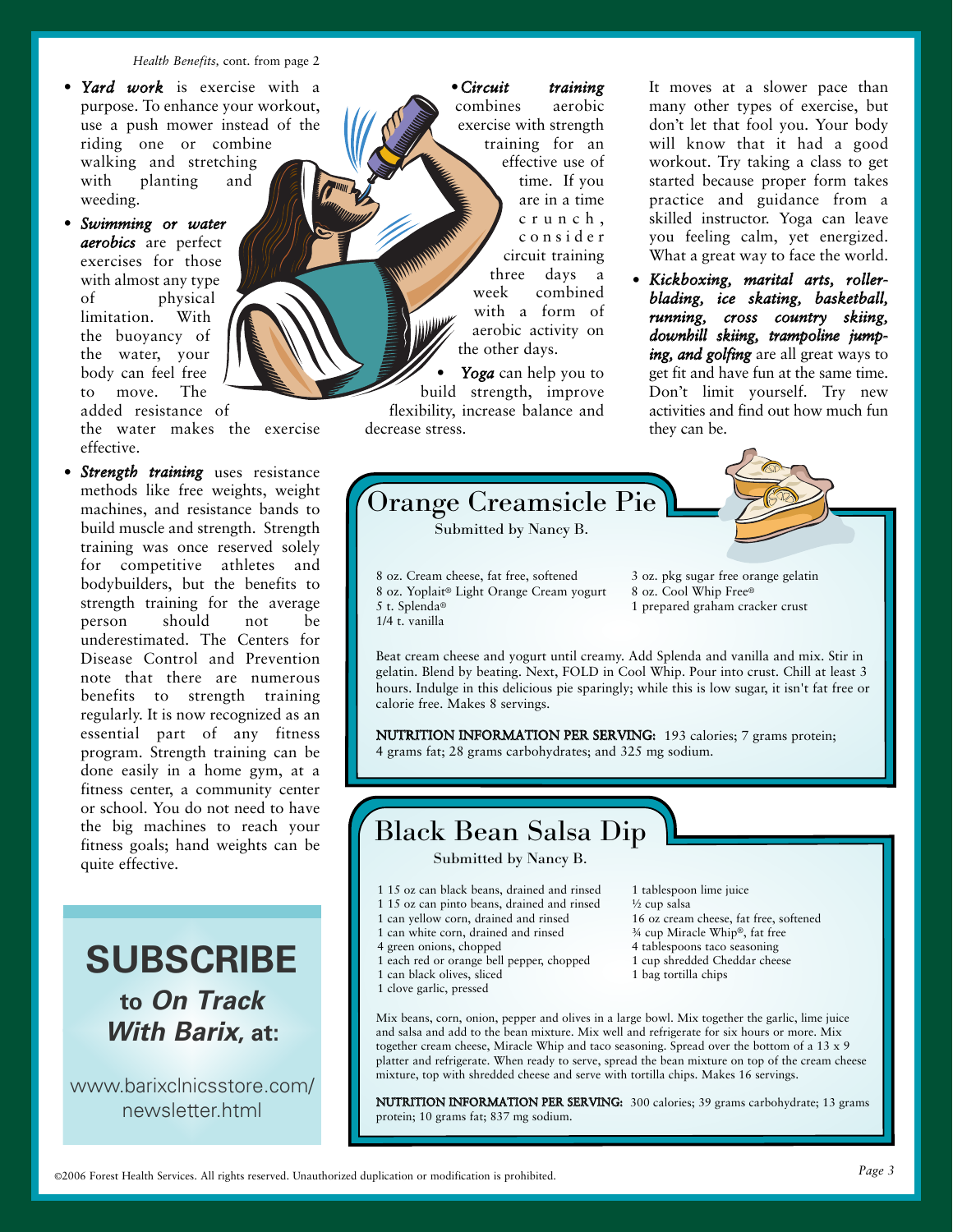*Health Benefits,* cont. from page 2

- ***Yard work*** is exercise with a purpose. To enhance your workout, use a push mower instead of the riding one or combine walking and stretching with planting and weeding.
- ***Swimming or water aerobics*** are perfect exercises for those with almost any type of physical limitation. With the buoyancy of the water, your body can feel free to move. The added resistance of the water makes the exercise effective.
- ***Strength training*** uses resistance methods like free weights, weight machines, and resistance bands to build muscle and strength. Strength training was once reserved solely for competitive athletes and bodybuilders, but the benefits to strength training for the average person should not be underestimated. The Centers for Disease Control and Prevention note that there are numerous benefits to strength training regularly. It is now recognized as an essential part of any fitness program. Strength training can be done easily in a home gym, at a fitness center, a community center or school. You do not need to have the big machines to reach your fitness goals; hand weights can be quite effective.
- ***Circuit training*** combines aerobic exercise with strength training for an effective use of time. If you are in a time crunch, consider circuit training three days a week combined with a form of aerobic activity on the other days.
- ***Yoga*** can help you to build strength, improve flexibility, increase balance and decrease stress. It moves at a slower pace than many other types of exercise, but don't let that fool you. Your body will know that it had a good workout. Try taking a class to get started because proper form takes practice and guidance from a skilled instructor. Yoga can leave you feeling calm, yet energized. What a great way to face the world.
- ***Kickboxing, marital arts, roller-blading, ice skating, basketball, running, cross country skiing, downhill skiing, trampoline jumping, and golfing*** are all great ways to get fit and have fun at the same time. Don't limit yourself. Try new activities and find out how much fun they can be.

## SUBSCRIBE

**to *On Track With Barix,* at:**

www.barixclnicsstore.com/newsletter.html

## Orange Creamsicle Pie

Submitted by Nancy B.

- 8 oz. Cream cheese, fat free, softened
- 8 oz. Yoplait® Light Orange Cream yogurt
- 5 t. Splenda®
- 1/4 t. vanilla
- 3 oz. pkg sugar free orange gelatin
- 8 oz. Cool Whip Free®
- 1 prepared graham cracker crust

Beat cream cheese and yogurt until creamy. Add Splenda and vanilla and mix. Stir in gelatin. Blend by beating. Next, FOLD in Cool Whip. Pour into crust. Chill at least 3 hours. Indulge in this delicious pie sparingly; while this is low sugar, it isn't fat free or calorie free. Makes 8 servings.

**NUTRITION INFORMATION PER SERVING:** 193 calories; 7 grams protein; 4 grams fat; 28 grams carbohydrates; and 325 mg sodium.

## Black Bean Salsa Dip

Submitted by Nancy B.

- 1 15 oz can black beans, drained and rinsed
- 1 15 oz can pinto beans, drained and rinsed
- 1 can yellow corn, drained and rinsed
- 1 can white corn, drained and rinsed
- 4 green onions, chopped
- 1 each red or orange bell pepper, chopped
- 1 can black olives, sliced
- 1 clove garlic, pressed
- 1 tablespoon lime juice
- ½ cup salsa
- 16 oz cream cheese, fat free, softened
- ¾ cup Miracle Whip®, fat free
- 4 tablespoons taco seasoning
- 1 cup shredded Cheddar cheese
- 1 bag tortilla chips

Mix beans, corn, onion, pepper and olives in a large bowl. Mix together the garlic, lime juice and salsa and add to the bean mixture. Mix well and refrigerate for six hours or more. Mix together cream cheese, Miracle Whip and taco seasoning. Spread over the bottom of a 13 x 9 platter and refrigerate. When ready to serve, spread the bean mixture on top of the cream cheese mixture, top with shredded cheese and serve with tortilla chips. Makes 16 servings.

**NUTRITION INFORMATION PER SERVING:** 300 calories; 39 grams carbohydrate; 13 grams protein; 10 grams fat; 837 mg sodium.

©2006 Forest Health Services. All rights reserved. Unauthorized duplication or modification is prohibited.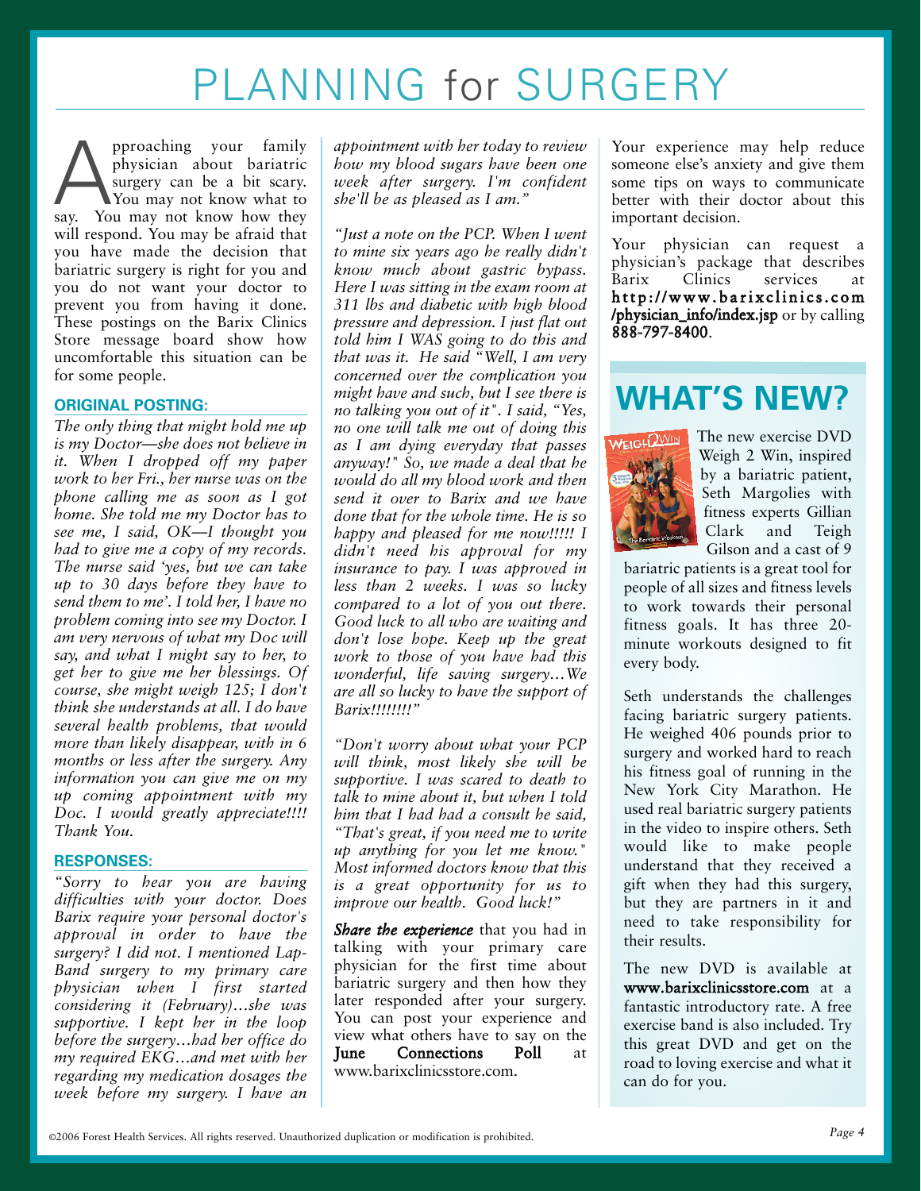# PLANNING for SURGERY

Approaching your family physician about bariatric surgery can be a bit scary. You may not know what to say. You may not know how they will respond. You may be afraid that you have made the decision that bariatric surgery is right for you and you do not want your doctor to prevent you from having it done. These postings on the Barix Clinics Store message board show how uncomfortable this situation can be for some people.

### ORIGINAL POSTING:

*The only thing that might hold me up is my Doctor—she does not believe in it. When I dropped off my paper work to her Fri., her nurse was on the phone calling me as soon as I got home. She told me my Doctor has to see me, I said, OK—I thought you had to give me a copy of my records. The nurse said 'yes, but we can take up to 30 days before they have to send them to me'. I told her, I have no problem coming into see my Doctor. I am very nervous of what my Doc will say, and what I might say to her, to get her to give me her blessings. Of course, she might weigh 125; I don't think she understands at all. I do have several health problems, that would more than likely disappear, with in 6 months or less after the surgery. Any information you can give me on my up coming appointment with my Doc. I would greatly appreciate!!!! Thank You.*

### RESPONSES:

*"Sorry to hear you are having difficulties with your doctor. Does Barix require your personal doctor's approval in order to have the surgery? I did not. I mentioned Lap-Band surgery to my primary care physician when I first started considering it (February)…she was supportive. I kept her in the loop before the surgery…had her office do my required EKG…and met with her regarding my medication dosages the week before my surgery. I have an appointment with her today to review how my blood sugars have been one week after surgery. I'm confident she'll be as pleased as I am."*

*"Just a note on the PCP. When I went to mine six years ago he really didn't know much about gastric bypass. Here I was sitting in the exam room at 311 lbs and diabetic with high blood pressure and depression. I just flat out told him I WAS going to do this and that was it. He said "Well, I am very concerned over the complication you might have and such, but I see there is no talking you out of it". I said, "Yes, no one will talk me out of doing this as I am dying everyday that passes anyway!" So, we made a deal that he would do all my blood work and then send it over to Barix and we have done that for the whole time. He is so happy and pleased for me now!!!!! I didn't need his approval for my insurance to pay. I was approved in less than 2 weeks. I was so lucky compared to a lot of you out there. Good luck to all who are waiting and don't lose hope. Keep up the great work to those of you have had this wonderful, life saving surgery…We are all so lucky to have the support of Barix!!!!!!!!"*

*"Don't worry about what your PCP will think, most likely she will be supportive. I was scared to death to talk to mine about it, but when I told him that I had had a consult he said, "That's great, if you need me to write up anything for you let me know." Most informed doctors know that this is a great opportunity for us to improve our health. Good luck!"*

***Share the experience*** that you had in talking with your primary care physician for the first time about bariatric surgery and then how they later responded after your surgery. You can post your experience and view what others have to say on the **June Connections Poll** at www.barixclinicsstore.com.

Your experience may help reduce someone else's anxiety and give them some tips on ways to communicate better with their doctor about this important decision.

Your physician can request a physician's package that describes Barix Clinics services at **http://www.barixclinics.com/physician_info/index.jsp** or by calling **888-797-8400**.

## WHAT'S NEW?

The new exercise DVD Weigh 2 Win, inspired by a bariatric patient, Seth Margolies with fitness experts Gillian Clark and Teigh Gilson and a cast of 9 bariatric patients is a great tool for people of all sizes and fitness levels to work towards their personal fitness goals. It has three 20-minute workouts designed to fit every body.

Seth understands the challenges facing bariatric surgery patients. He weighed 406 pounds prior to surgery and worked hard to reach his fitness goal of running in the New York City Marathon. He used real bariatric surgery patients in the video to inspire others. Seth would like to make people understand that they received a gift when they had this surgery, but they are partners in it and need to take responsibility for their results.

The new DVD is available at **www.barixclinicsstore.com** at a fantastic introductory rate. A free exercise band is also included. Try this great DVD and get on the road to loving exercise and what it can do for you.

©2006 Forest Health Services. All rights reserved. Unauthorized duplication or modification is prohibited.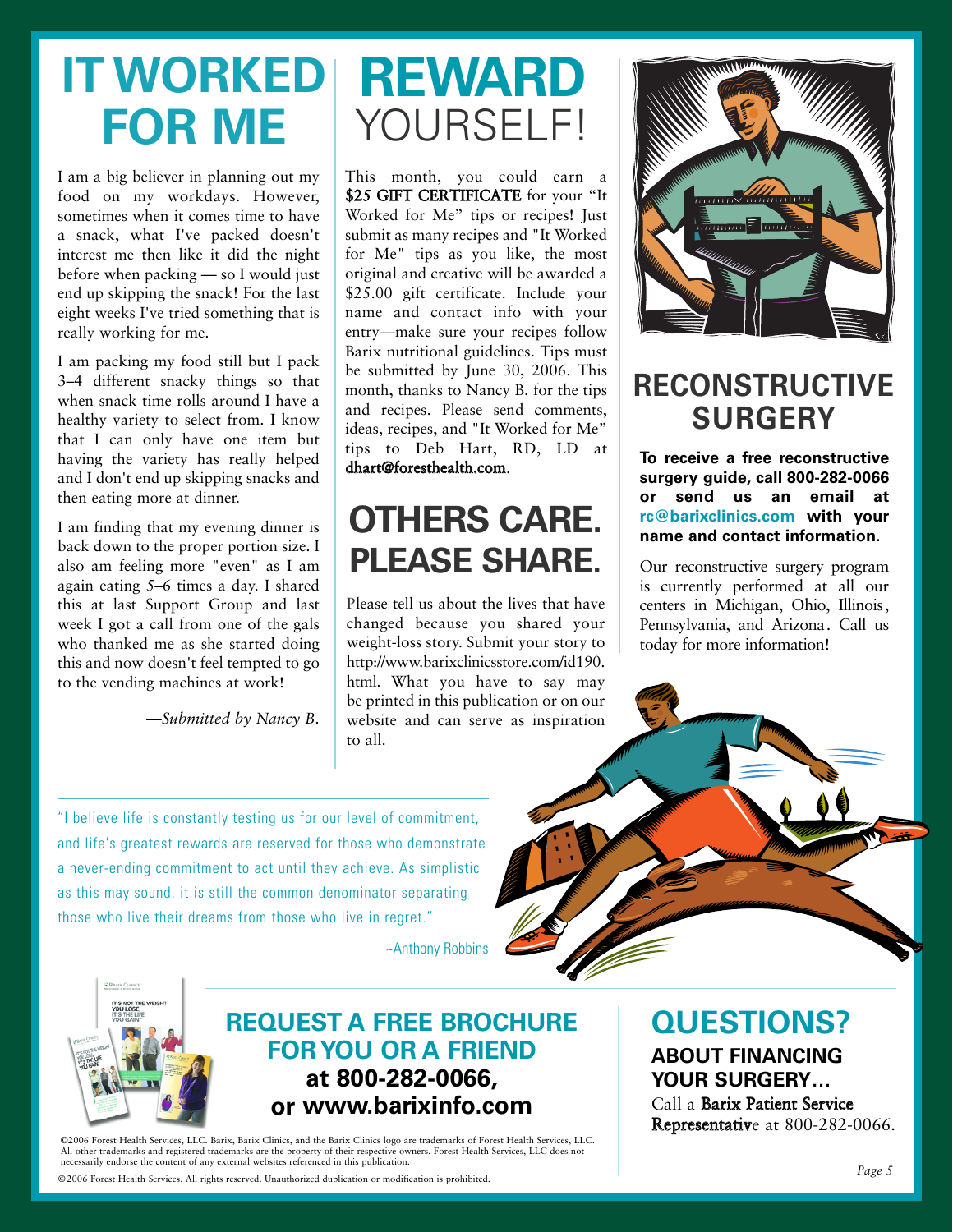# IT WORKED FOR ME

I am a big believer in planning out my food on my workdays. However, sometimes when it comes time to have a snack, what I've packed doesn't interest me then like it did the night before when packing — so I would just end up skipping the snack! For the last eight weeks I've tried something that is really working for me.

I am packing my food still but I pack 3–4 different snacky things so that when snack time rolls around I have a healthy variety to select from. I know that I can only have one item but having the variety has really helped and I don't end up skipping snacks and then eating more at dinner.

I am finding that my evening dinner is back down to the proper portion size. I also am feeling more "even" as I am again eating 5–6 times a day. I shared this at last Support Group and last week I got a call from one of the gals who thanked me as she started doing this and now doesn't feel tempted to go to the vending machines at work!

*—Submitted by Nancy B.*

# REWARD YOURSELF!

This month, you could earn a **$25 GIFT CERTIFICATE** for your "It Worked for Me" tips or recipes! Just submit as many recipes and "It Worked for Me" tips as you like, the most original and creative will be awarded a $25.00 gift certificate. Include your name and contact info with your entry—make sure your recipes follow Barix nutritional guidelines. Tips must be submitted by June 30, 2006. This month, thanks to Nancy B. for the tips and recipes. Please send comments, ideas, recipes, and "It Worked for Me" tips to Deb Hart, RD, LD at dhart@foresthealth.com.

# OTHERS CARE. PLEASE SHARE.

Please tell us about the lives that have changed because you shared your weight-loss story. Submit your story to http://www.barixclinicsstore.com/id190.html. What you have to say may be printed in this publication or on our website and can serve as inspiration to all.

# RECONSTRUCTIVE SURGERY

**To receive a free reconstructive surgery guide, call 800-282-0066 or send us an email at rc@barixclinics.com with your name and contact information.**

Our reconstructive surgery program is currently performed at all our centers in Michigan, Ohio, Illinois, Pennsylvania, and Arizona. Call us today for more information!

"I believe life is constantly testing us for our level of commitment, and life's greatest rewards are reserved for those who demonstrate a never-ending commitment to act until they achieve. As simplistic as this may sound, it is still the common denominator separating those who live their dreams from those who live in regret."

~Anthony Robbins

## REQUEST A FREE BROCHURE FOR YOU OR A FRIEND
**at 800-282-0066, or www.barixinfo.com**

## QUESTIONS?
**ABOUT FINANCING YOUR SURGERY…**

Call a Barix Patient Service Representative at 800-282-0066.

©2006 Forest Health Services, LLC. Barix, Barix Clinics, and the Barix Clinics logo are trademarks of Forest Health Services, LLC. All other trademarks and registered trademarks are the property of their respective owners. Forest Health Services, LLC does not necessarily endorse the content of any external websites referenced in this publication.

©2006 Forest Health Services. All rights reserved. Unauthorized duplication or modification is prohibited.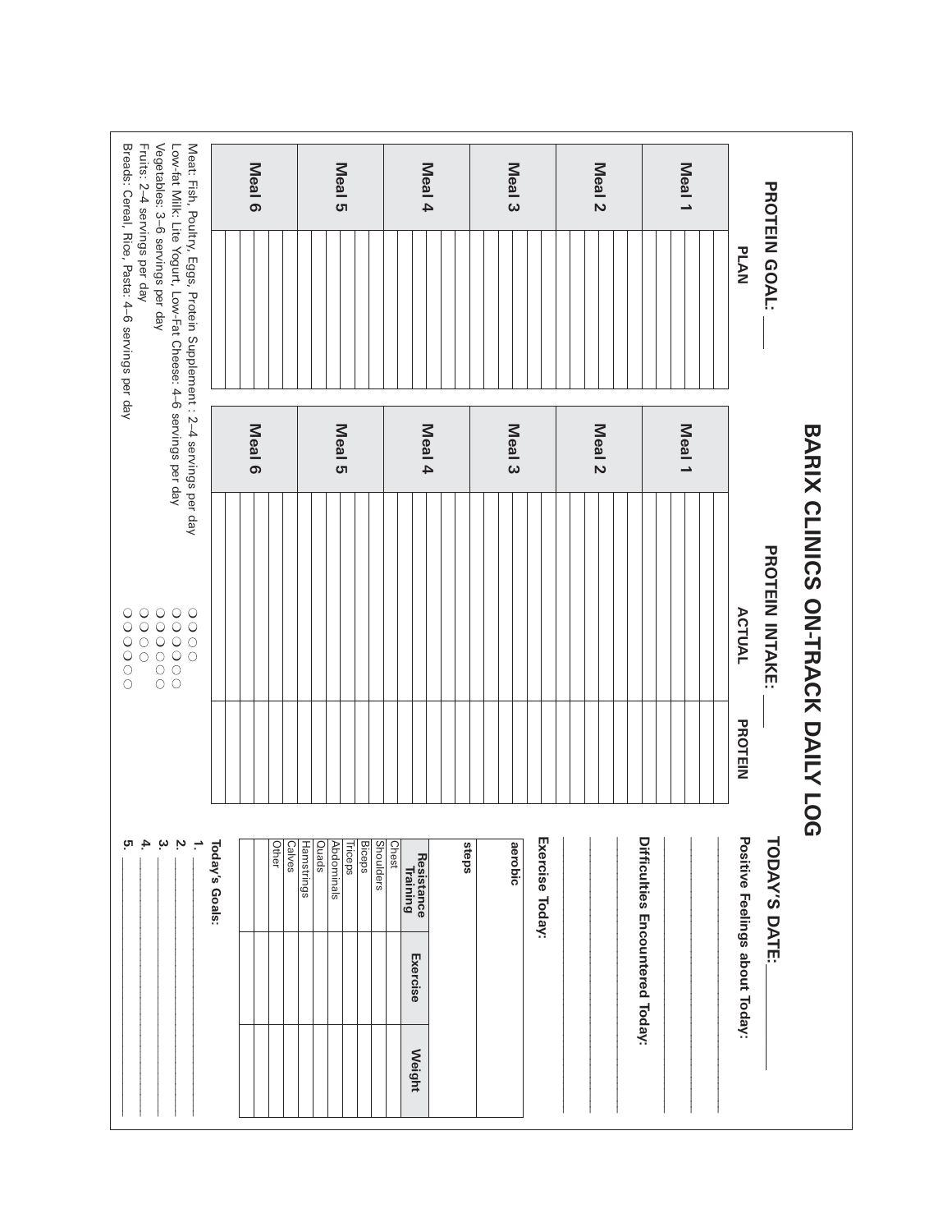# BARIX CLINICS ON-TRACK DAILY LOG

**PROTEIN GOAL:** ____

**PROTEIN INTAKE:** ____

**TODAY'S DATE:** ____

| | PLAN |
|---|---|
| Meal 1 | |
| Meal 2 | |
| Meal 3 | |
| Meal 4 | |
| Meal 5 | |
| Meal 6 | |

| | ACTUAL | PROTEIN |
|---|---|---|
| Meal 1 | | |
| Meal 2 | | |
| Meal 3 | | |
| Meal 4 | | |
| Meal 5 | | |
| Meal 6 | | |

Meat: Fish, Poultry, Eggs, Protein Supplement : 2–4 servings per day ○ ○ ○ ○

Low-fat Milk: Lite Yogurt, Low-Fat Cheese: 4–6 servings per day ○ ○ ○ ○ ○ ○

Vegetables: 3–6 servings per day ○ ○ ○ ○ ○ ○

Fruits: 2–4 servings per day ○ ○ ○ ○

Breads: Cereal, Rice, Pasta: 4–6 servings per day ○ ○ ○ ○ ○ ○

**Positive Feelings about Today:**

______

______

**Difficulties Encountered Today:**

______

______

**Exercise Today:**

| | |
|---|---|
| aerobic | |
| steps | |

| Resistance Training | Exercise | Weight |
|---|---|---|
| Chest | | |
| Shoulders | | |
| Biceps | | |
| Triceps | | |
| Abdominals | | |
| Quads | | |
| Hamstrings | | |
| Calves | | |
| Other | | |

**Today's Goals:**

1. ______
2. ______
3. ______
4. ______
5. ______